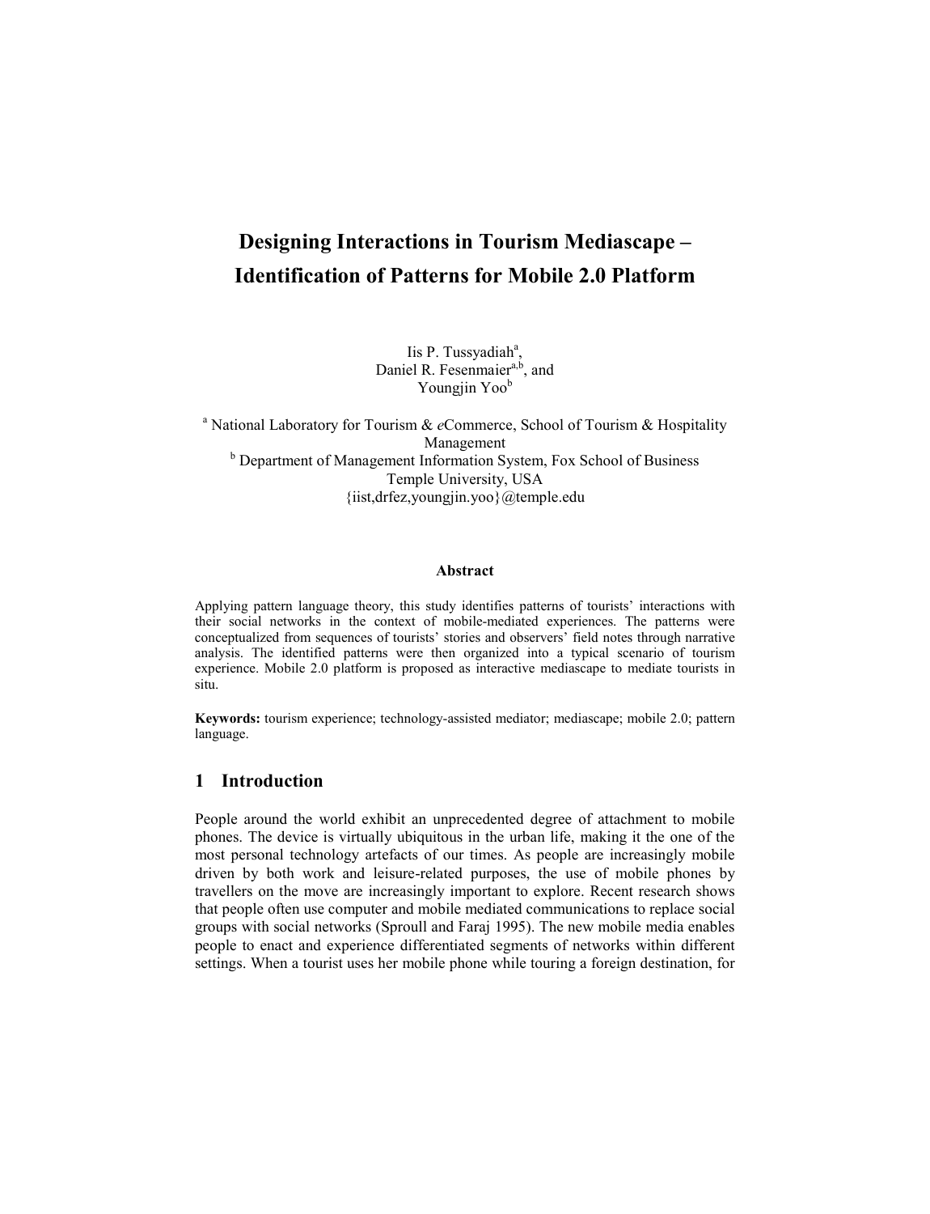# Designing Interactions in Tourism Mediascape – Identification of Patterns for Mobile 2.0 Platform

Iis P. Tussyadiah[a],
Daniel R. Fesenmaier[a,b], and
Youngjin Yoo[b]

[a] National Laboratory for Tourism & *e*Commerce, School of Tourism & Hospitality Management
[b] Department of Management Information System, Fox School of Business
Temple University, USA
{iist,drfez,youngjin.yoo}@temple.edu

### Abstract

Applying pattern language theory, this study identifies patterns of tourists' interactions with their social networks in the context of mobile-mediated experiences. The patterns were conceptualized from sequences of tourists' stories and observers' field notes through narrative analysis. The identified patterns were then organized into a typical scenario of tourism experience. Mobile 2.0 platform is proposed as interactive mediascape to mediate tourists in situ.

**Keywords:** tourism experience; technology-assisted mediator; mediascape; mobile 2.0; pattern language.

## 1 Introduction

People around the world exhibit an unprecedented degree of attachment to mobile phones. The device is virtually ubiquitous in the urban life, making it the one of the most personal technology artefacts of our times. As people are increasingly mobile driven by both work and leisure-related purposes, the use of mobile phones by travellers on the move are increasingly important to explore. Recent research shows that people often use computer and mobile mediated communications to replace social groups with social networks (Sproull and Faraj 1995). The new mobile media enables people to enact and experience differentiated segments of networks within different settings. When a tourist uses her mobile phone while touring a foreign destination, for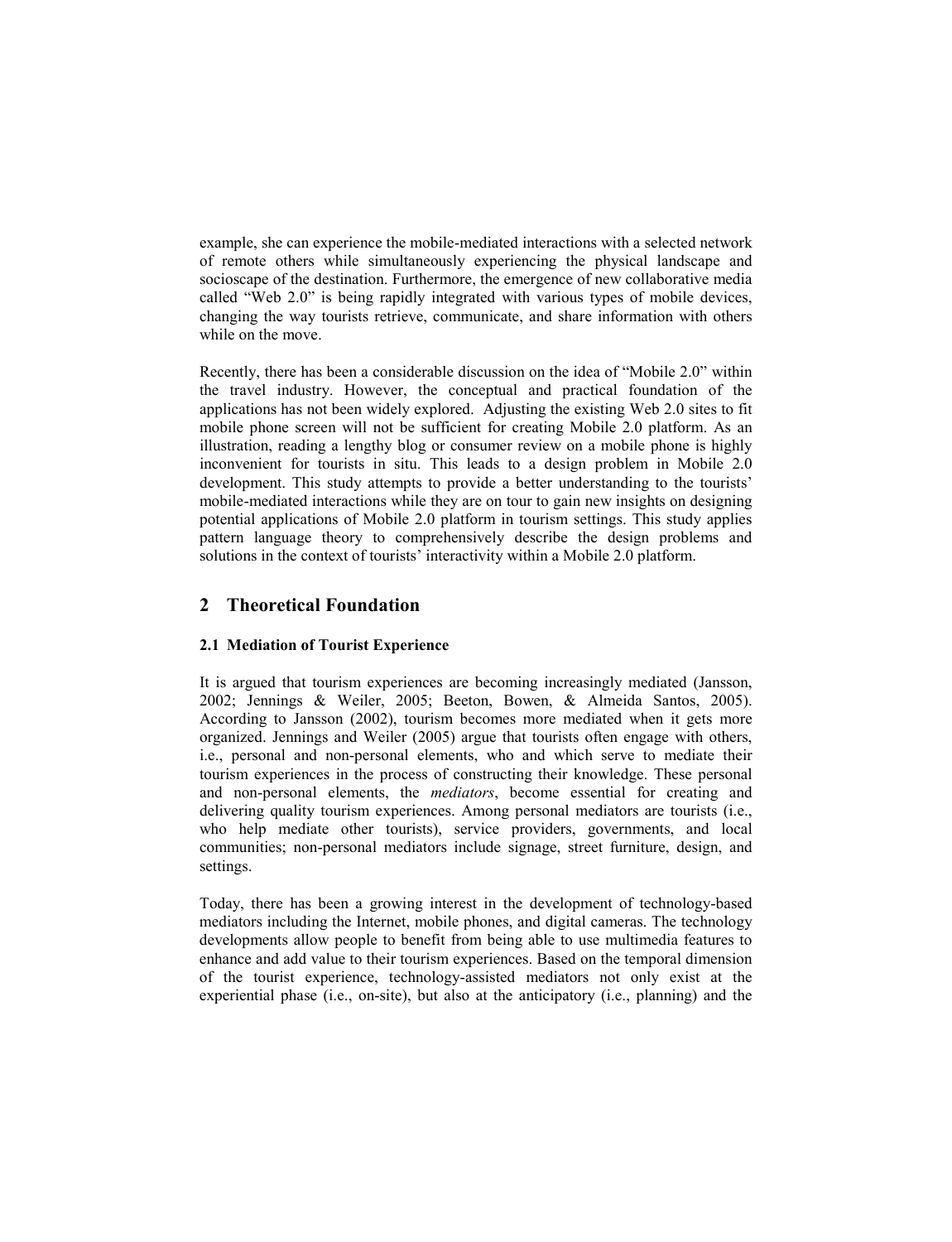example, she can experience the mobile-mediated interactions with a selected network of remote others while simultaneously experiencing the physical landscape and socioscape of the destination. Furthermore, the emergence of new collaborative media called "Web 2.0" is being rapidly integrated with various types of mobile devices, changing the way tourists retrieve, communicate, and share information with others while on the move.

Recently, there has been a considerable discussion on the idea of "Mobile 2.0" within the travel industry. However, the conceptual and practical foundation of the applications has not been widely explored. Adjusting the existing Web 2.0 sites to fit mobile phone screen will not be sufficient for creating Mobile 2.0 platform. As an illustration, reading a lengthy blog or consumer review on a mobile phone is highly inconvenient for tourists in situ. This leads to a design problem in Mobile 2.0 development. This study attempts to provide a better understanding to the tourists' mobile-mediated interactions while they are on tour to gain new insights on designing potential applications of Mobile 2.0 platform in tourism settings. This study applies pattern language theory to comprehensively describe the design problems and solutions in the context of tourists' interactivity within a Mobile 2.0 platform.

## 2 Theoretical Foundation

### 2.1 Mediation of Tourist Experience

It is argued that tourism experiences are becoming increasingly mediated (Jansson, 2002; Jennings & Weiler, 2005; Beeton, Bowen, & Almeida Santos, 2005). According to Jansson (2002), tourism becomes more mediated when it gets more organized. Jennings and Weiler (2005) argue that tourists often engage with others, i.e., personal and non-personal elements, who and which serve to mediate their tourism experiences in the process of constructing their knowledge. These personal and non-personal elements, the *mediators*, become essential for creating and delivering quality tourism experiences. Among personal mediators are tourists (i.e., who help mediate other tourists), service providers, governments, and local communities; non-personal mediators include signage, street furniture, design, and settings.

Today, there has been a growing interest in the development of technology-based mediators including the Internet, mobile phones, and digital cameras. The technology developments allow people to benefit from being able to use multimedia features to enhance and add value to their tourism experiences. Based on the temporal dimension of the tourist experience, technology-assisted mediators not only exist at the experiential phase (i.e., on-site), but also at the anticipatory (i.e., planning) and the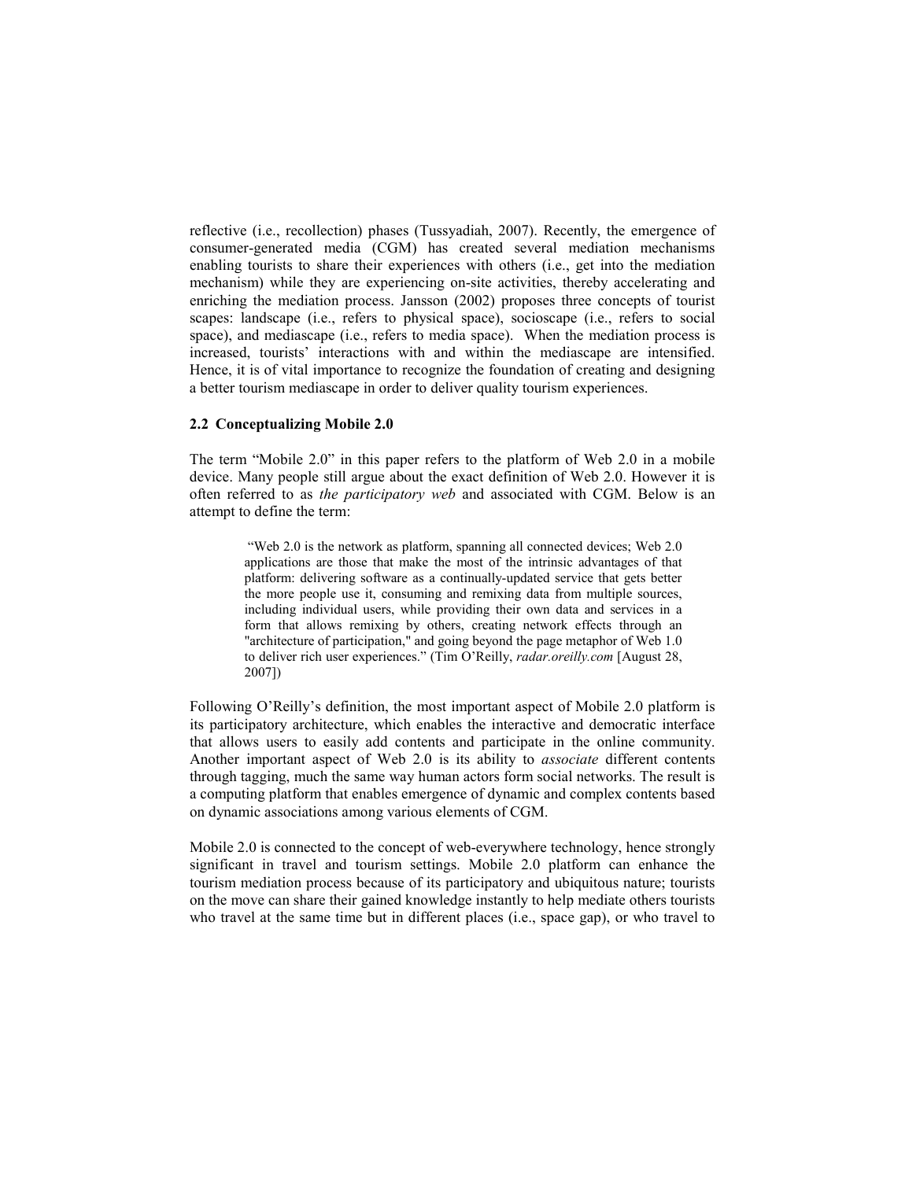reflective (i.e., recollection) phases (Tussyadiah, 2007). Recently, the emergence of consumer-generated media (CGM) has created several mediation mechanisms enabling tourists to share their experiences with others (i.e., get into the mediation mechanism) while they are experiencing on-site activities, thereby accelerating and enriching the mediation process. Jansson (2002) proposes three concepts of tourist scapes: landscape (i.e., refers to physical space), socioscape (i.e., refers to social space), and mediascape (i.e., refers to media space). When the mediation process is increased, tourists' interactions with and within the mediascape are intensified. Hence, it is of vital importance to recognize the foundation of creating and designing a better tourism mediascape in order to deliver quality tourism experiences.

### 2.2 Conceptualizing Mobile 2.0

The term "Mobile 2.0" in this paper refers to the platform of Web 2.0 in a mobile device. Many people still argue about the exact definition of Web 2.0. However it is often referred to as *the participatory web* and associated with CGM. Below is an attempt to define the term:

> "Web 2.0 is the network as platform, spanning all connected devices; Web 2.0 applications are those that make the most of the intrinsic advantages of that platform: delivering software as a continually-updated service that gets better the more people use it, consuming and remixing data from multiple sources, including individual users, while providing their own data and services in a form that allows remixing by others, creating network effects through an "architecture of participation," and going beyond the page metaphor of Web 1.0 to deliver rich user experiences." (Tim O'Reilly, *radar.oreilly.com* [August 28, 2007])

Following O'Reilly's definition, the most important aspect of Mobile 2.0 platform is its participatory architecture, which enables the interactive and democratic interface that allows users to easily add contents and participate in the online community. Another important aspect of Web 2.0 is its ability to *associate* different contents through tagging, much the same way human actors form social networks. The result is a computing platform that enables emergence of dynamic and complex contents based on dynamic associations among various elements of CGM.

Mobile 2.0 is connected to the concept of web-everywhere technology, hence strongly significant in travel and tourism settings. Mobile 2.0 platform can enhance the tourism mediation process because of its participatory and ubiquitous nature; tourists on the move can share their gained knowledge instantly to help mediate others tourists who travel at the same time but in different places (i.e., space gap), or who travel to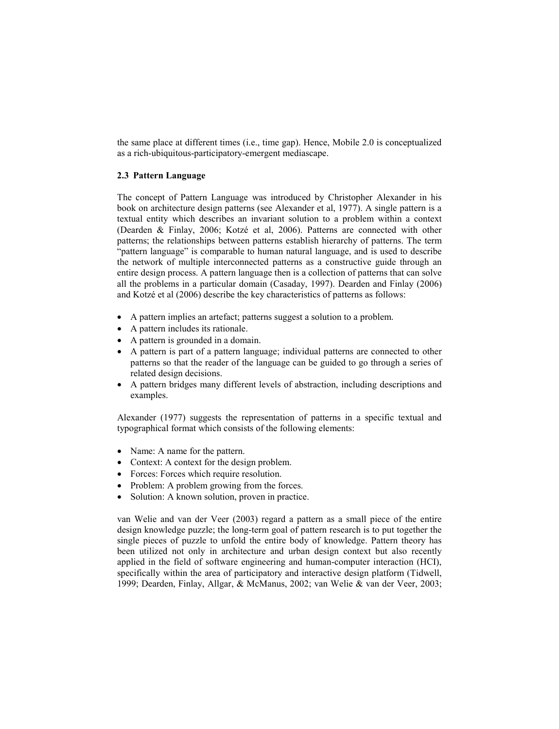the same place at different times (i.e., time gap). Hence, Mobile 2.0 is conceptualized as a rich-ubiquitous-participatory-emergent mediascape.

### 2.3 Pattern Language

The concept of Pattern Language was introduced by Christopher Alexander in his book on architecture design patterns (see Alexander et al, 1977). A single pattern is a textual entity which describes an invariant solution to a problem within a context (Dearden & Finlay, 2006; Kotzé et al, 2006). Patterns are connected with other patterns; the relationships between patterns establish hierarchy of patterns. The term "pattern language" is comparable to human natural language, and is used to describe the network of multiple interconnected patterns as a constructive guide through an entire design process. A pattern language then is a collection of patterns that can solve all the problems in a particular domain (Casaday, 1997). Dearden and Finlay (2006) and Kotzé et al (2006) describe the key characteristics of patterns as follows:

- A pattern implies an artefact; patterns suggest a solution to a problem.
- A pattern includes its rationale.
- A pattern is grounded in a domain.
- A pattern is part of a pattern language; individual patterns are connected to other patterns so that the reader of the language can be guided to go through a series of related design decisions.
- A pattern bridges many different levels of abstraction, including descriptions and examples.

Alexander (1977) suggests the representation of patterns in a specific textual and typographical format which consists of the following elements:

- Name: A name for the pattern.
- Context: A context for the design problem.
- Forces: Forces which require resolution.
- Problem: A problem growing from the forces.
- Solution: A known solution, proven in practice.

van Welie and van der Veer (2003) regard a pattern as a small piece of the entire design knowledge puzzle; the long-term goal of pattern research is to put together the single pieces of puzzle to unfold the entire body of knowledge. Pattern theory has been utilized not only in architecture and urban design context but also recently applied in the field of software engineering and human-computer interaction (HCI), specifically within the area of participatory and interactive design platform (Tidwell, 1999; Dearden, Finlay, Allgar, & McManus, 2002; van Welie & van der Veer, 2003;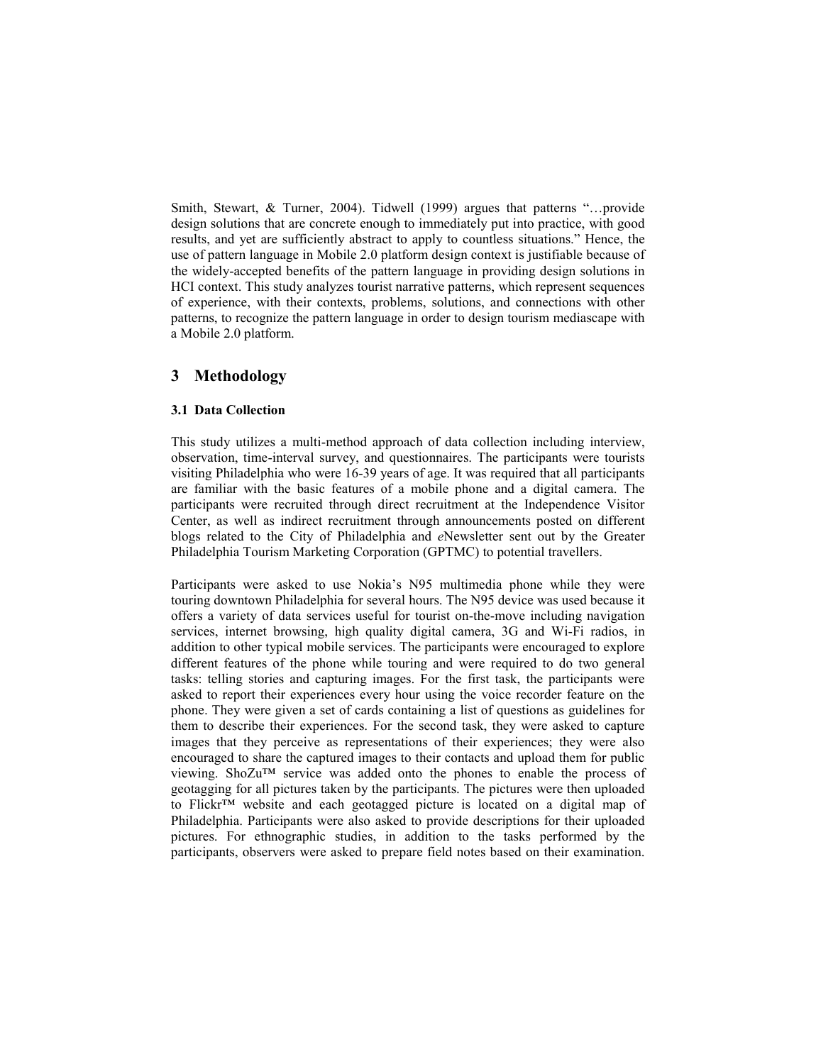Smith, Stewart, & Turner, 2004). Tidwell (1999) argues that patterns "…provide design solutions that are concrete enough to immediately put into practice, with good results, and yet are sufficiently abstract to apply to countless situations." Hence, the use of pattern language in Mobile 2.0 platform design context is justifiable because of the widely-accepted benefits of the pattern language in providing design solutions in HCI context. This study analyzes tourist narrative patterns, which represent sequences of experience, with their contexts, problems, solutions, and connections with other patterns, to recognize the pattern language in order to design tourism mediascape with a Mobile 2.0 platform.

## 3 Methodology

### 3.1 Data Collection

This study utilizes a multi-method approach of data collection including interview, observation, time-interval survey, and questionnaires. The participants were tourists visiting Philadelphia who were 16-39 years of age. It was required that all participants are familiar with the basic features of a mobile phone and a digital camera. The participants were recruited through direct recruitment at the Independence Visitor Center, as well as indirect recruitment through announcements posted on different blogs related to the City of Philadelphia and *e*Newsletter sent out by the Greater Philadelphia Tourism Marketing Corporation (GPTMC) to potential travellers.

Participants were asked to use Nokia's N95 multimedia phone while they were touring downtown Philadelphia for several hours. The N95 device was used because it offers a variety of data services useful for tourist on-the-move including navigation services, internet browsing, high quality digital camera, 3G and Wi-Fi radios, in addition to other typical mobile services. The participants were encouraged to explore different features of the phone while touring and were required to do two general tasks: telling stories and capturing images. For the first task, the participants were asked to report their experiences every hour using the voice recorder feature on the phone. They were given a set of cards containing a list of questions as guidelines for them to describe their experiences. For the second task, they were asked to capture images that they perceive as representations of their experiences; they were also encouraged to share the captured images to their contacts and upload them for public viewing. ShoZu™ service was added onto the phones to enable the process of geotagging for all pictures taken by the participants. The pictures were then uploaded to Flickr™ website and each geotagged picture is located on a digital map of Philadelphia. Participants were also asked to provide descriptions for their uploaded pictures. For ethnographic studies, in addition to the tasks performed by the participants, observers were asked to prepare field notes based on their examination.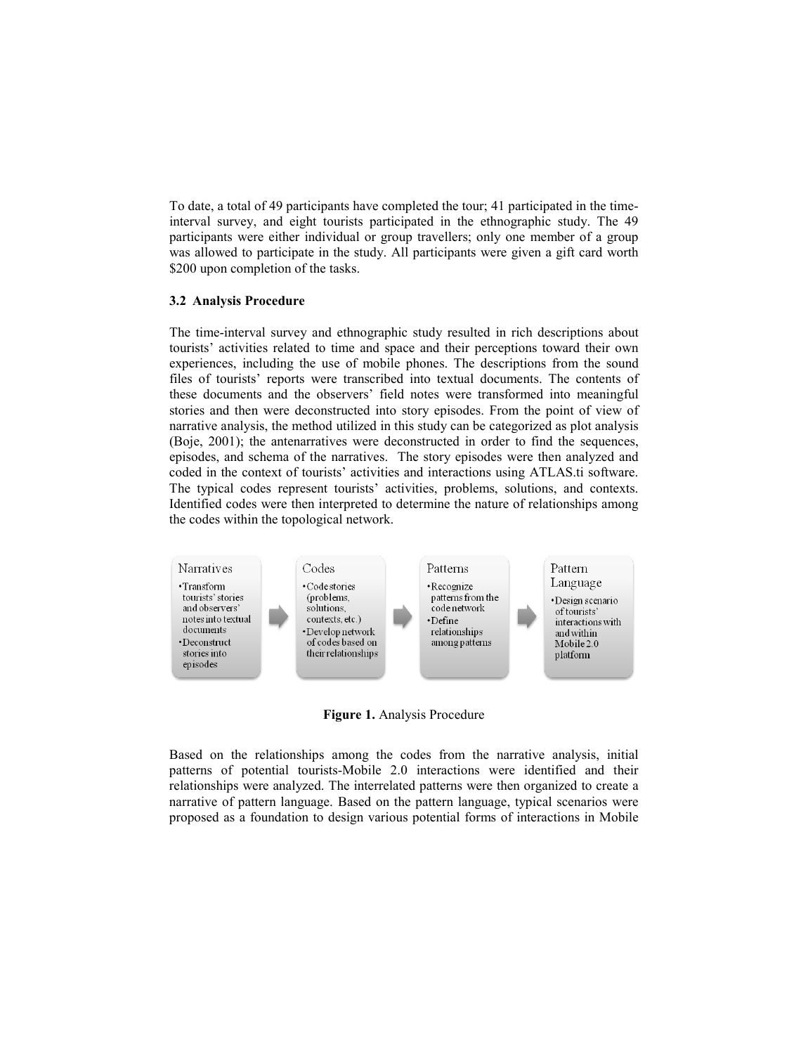To date, a total of 49 participants have completed the tour; 41 participated in the time-interval survey, and eight tourists participated in the ethnographic study. The 49 participants were either individual or group travellers; only one member of a group was allowed to participate in the study. All participants were given a gift card worth \$200 upon completion of the tasks.

### 3.2 Analysis Procedure

The time-interval survey and ethnographic study resulted in rich descriptions about tourists' activities related to time and space and their perceptions toward their own experiences, including the use of mobile phones. The descriptions from the sound files of tourists' reports were transcribed into textual documents. The contents of these documents and the observers' field notes were transformed into meaningful stories and then were deconstructed into story episodes. From the point of view of narrative analysis, the method utilized in this study can be categorized as plot analysis (Boje, 2001); the antenarratives were deconstructed in order to find the sequences, episodes, and schema of the narratives. The story episodes were then analyzed and coded in the context of tourists' activities and interactions using ATLAS.ti software. The typical codes represent tourists' activities, problems, solutions, and contexts. Identified codes were then interpreted to determine the nature of relationships among the codes within the topological network.

| Narratives | → | Codes | → | Patterns | → | Pattern Language |
|---|---|---|---|---|---|---|
| • Transform tourists' stories and observers' notes into textual documents<br>• Deconstruct stories into episodes | | • Code stories (problems, solutions, contexts, etc.)<br>• Develop network of codes based on their relationships | | • Recognize patterns from the code network<br>• Define relationships among patterns | | • Design scenario of tourists' interactions with and within Mobile 2.0 platform |

**Figure 1.** Analysis Procedure

Based on the relationships among the codes from the narrative analysis, initial patterns of potential tourists-Mobile 2.0 interactions were identified and their relationships were analyzed. The interrelated patterns were then organized to create a narrative of pattern language. Based on the pattern language, typical scenarios were proposed as a foundation to design various potential forms of interactions in Mobile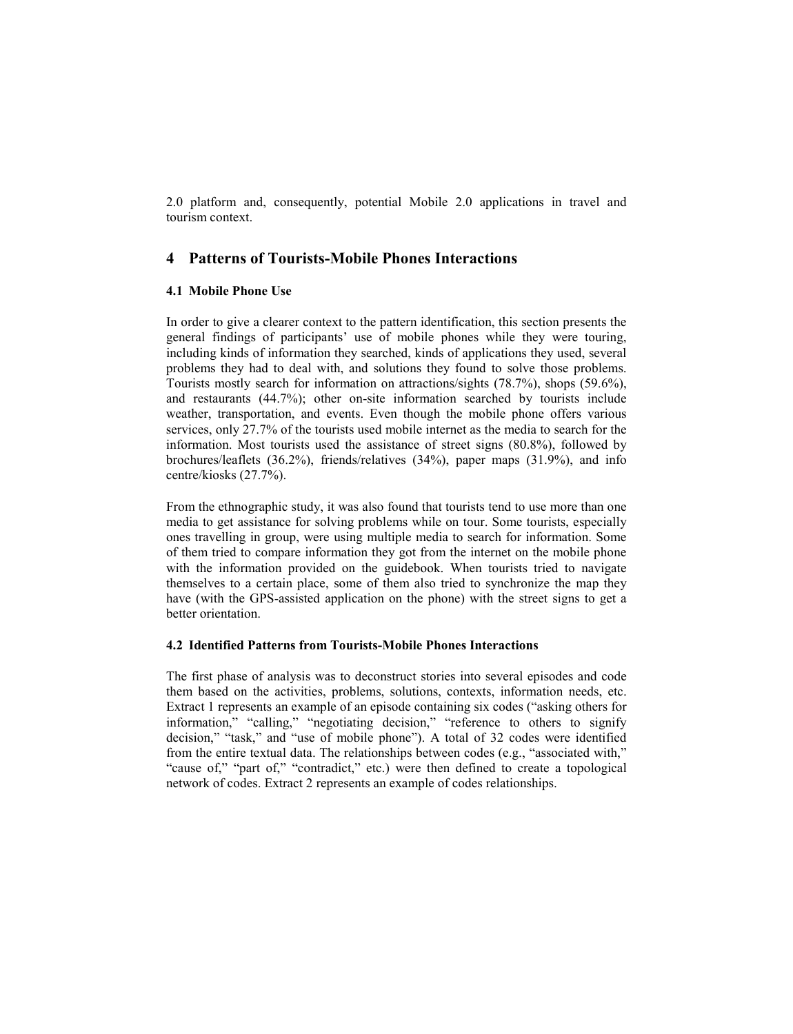2.0 platform and, consequently, potential Mobile 2.0 applications in travel and tourism context.

## 4 Patterns of Tourists-Mobile Phones Interactions

### 4.1 Mobile Phone Use

In order to give a clearer context to the pattern identification, this section presents the general findings of participants' use of mobile phones while they were touring, including kinds of information they searched, kinds of applications they used, several problems they had to deal with, and solutions they found to solve those problems. Tourists mostly search for information on attractions/sights (78.7%), shops (59.6%), and restaurants (44.7%); other on-site information searched by tourists include weather, transportation, and events. Even though the mobile phone offers various services, only 27.7% of the tourists used mobile internet as the media to search for the information. Most tourists used the assistance of street signs (80.8%), followed by brochures/leaflets (36.2%), friends/relatives (34%), paper maps (31.9%), and info centre/kiosks (27.7%).

From the ethnographic study, it was also found that tourists tend to use more than one media to get assistance for solving problems while on tour. Some tourists, especially ones travelling in group, were using multiple media to search for information. Some of them tried to compare information they got from the internet on the mobile phone with the information provided on the guidebook. When tourists tried to navigate themselves to a certain place, some of them also tried to synchronize the map they have (with the GPS-assisted application on the phone) with the street signs to get a better orientation.

### 4.2 Identified Patterns from Tourists-Mobile Phones Interactions

The first phase of analysis was to deconstruct stories into several episodes and code them based on the activities, problems, solutions, contexts, information needs, etc. Extract 1 represents an example of an episode containing six codes ("asking others for information," "calling," "negotiating decision," "reference to others to signify decision," "task," and "use of mobile phone"). A total of 32 codes were identified from the entire textual data. The relationships between codes (e.g., "associated with," "cause of," "part of," "contradict," etc.) were then defined to create a topological network of codes. Extract 2 represents an example of codes relationships.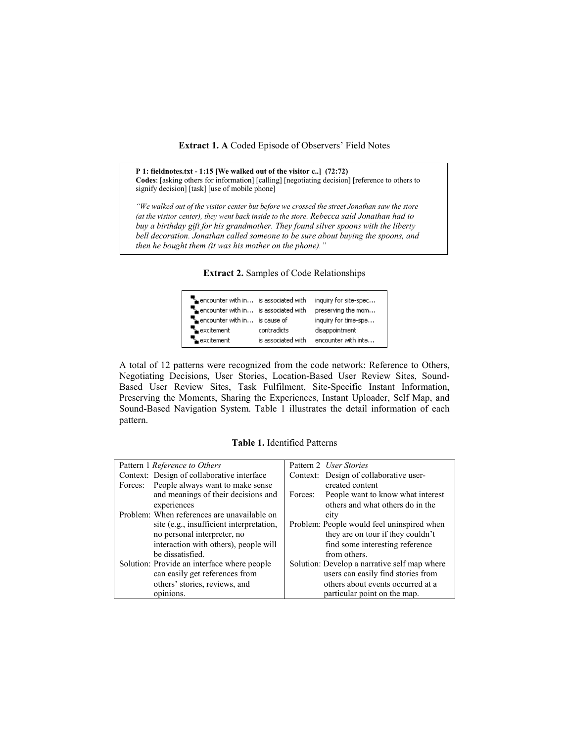**Extract 1. A** Coded Episode of Observers' Field Notes

> **P 1: fieldnotes.txt - 1:15 [We walked out of the visitor c..] (72:72)**
> **Codes**: [asking others for information] [calling] [negotiating decision] [reference to others to signify decision] [task] [use of mobile phone]
>
> *"We walked out of the visitor center but before we crossed the street Jonathan saw the store (at the visitor center), they went back inside to the store. Rebecca said Jonathan had to buy a birthday gift for his grandmother. They found silver spoons with the liberty bell decoration. Jonathan called someone to be sure about buying the spoons, and then he bought them (it was his mother on the phone)."*

**Extract 2.** Samples of Code Relationships

| | | |
|---|---|---|
| encounter with in... | is associated with | inquiry for site-spec... |
| encounter with in... | is associated with | preserving the mom... |
| encounter with in... | is cause of | inquiry for time-spe... |
| excitement | contradicts | disappointment |
| excitement | is associated with | encounter with inte... |

A total of 12 patterns were recognized from the code network: Reference to Others, Negotiating Decisions, User Stories, Location-Based User Review Sites, Sound-Based User Review Sites, Task Fulfilment, Site-Specific Instant Information, Preserving the Moments, Sharing the Experiences, Instant Uploader, Self Map, and Sound-Based Navigation System. Table 1 illustrates the detail information of each pattern.

**Table 1.** Identified Patterns

| Pattern 1 *Reference to Others* | Pattern 2 *User Stories* |
|---|---|
| Context: Design of collaborative interface | Context: Design of collaborative user-created content |
| Forces: People always want to make sense and meanings of their decisions and experiences | Forces: People want to know what interest others and what others do in the city |
| Problem: When references are unavailable on site (e.g., insufficient interpretation, no personal interpreter, no interaction with others), people will be dissatisfied. | Problem: People would feel uninspired when they are on tour if they couldn't find some interesting reference from others. |
| Solution: Provide an interface where people can easily get references from others' stories, reviews, and opinions. | Solution: Develop a narrative self map where users can easily find stories from others about events occurred at a particular point on the map. |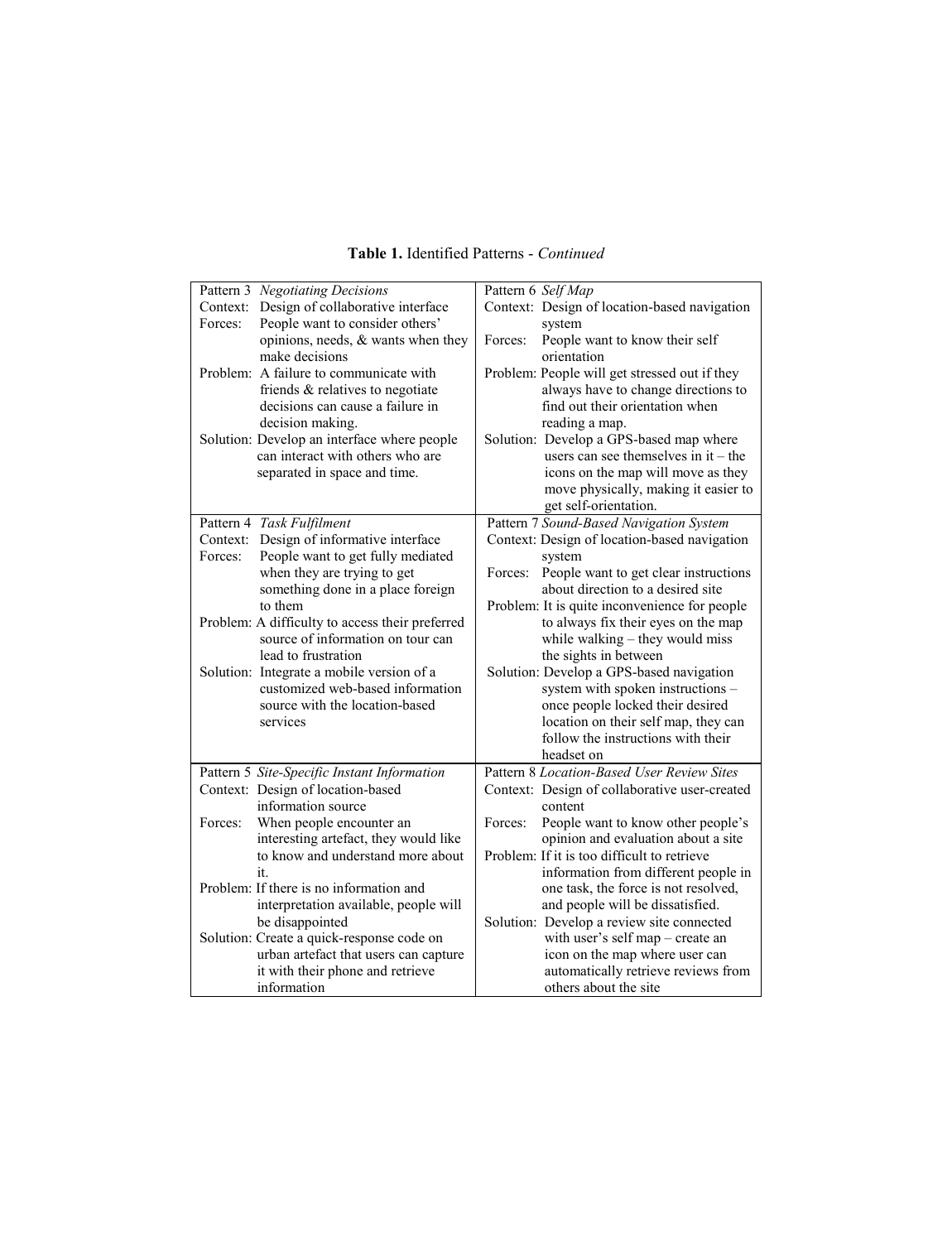**Table 1.** Identified Patterns - *Continued*

| | |
|---|---|
| Pattern 3 *Negotiating Decisions*<br>Context: Design of collaborative interface<br>Forces: People want to consider others' opinions, needs, & wants when they make decisions<br>Problem: A failure to communicate with friends & relatives to negotiate decisions can cause a failure in decision making.<br>Solution: Develop an interface where people can interact with others who are separated in space and time. | Pattern 6 *Self Map*<br>Context: Design of location-based navigation system<br>Forces: People want to know their self orientation<br>Problem: People will get stressed out if they always have to change directions to find out their orientation when reading a map.<br>Solution: Develop a GPS-based map where users can see themselves in it – the icons on the map will move as they move physically, making it easier to get self-orientation. |
| Pattern 4 *Task Fulfilment*<br>Context: Design of informative interface<br>Forces: People want to get fully mediated when they are trying to get something done in a place foreign to them<br>Problem: A difficulty to access their preferred source of information on tour can lead to frustration<br>Solution: Integrate a mobile version of a customized web-based information source with the location-based services | Pattern 7 *Sound-Based Navigation System*<br>Context: Design of location-based navigation system<br>Forces: People want to get clear instructions about direction to a desired site<br>Problem: It is quite inconvenience for people to always fix their eyes on the map while walking – they would miss the sights in between<br>Solution: Develop a GPS-based navigation system with spoken instructions – once people locked their desired location on their self map, they can follow the instructions with their headset on |
| Pattern 5 *Site-Specific Instant Information*<br>Context: Design of location-based information source<br>Forces: When people encounter an interesting artefact, they would like to know and understand more about it.<br>Problem: If there is no information and interpretation available, people will be disappointed<br>Solution: Create a quick-response code on urban artefact that users can capture it with their phone and retrieve information | Pattern 8 *Location-Based User Review Sites*<br>Context: Design of collaborative user-created content<br>Forces: People want to know other people's opinion and evaluation about a site<br>Problem: If it is too difficult to retrieve information from different people in one task, the force is not resolved, and people will be dissatisfied.<br>Solution: Develop a review site connected with user's self map – create an icon on the map where user can automatically retrieve reviews from others about the site |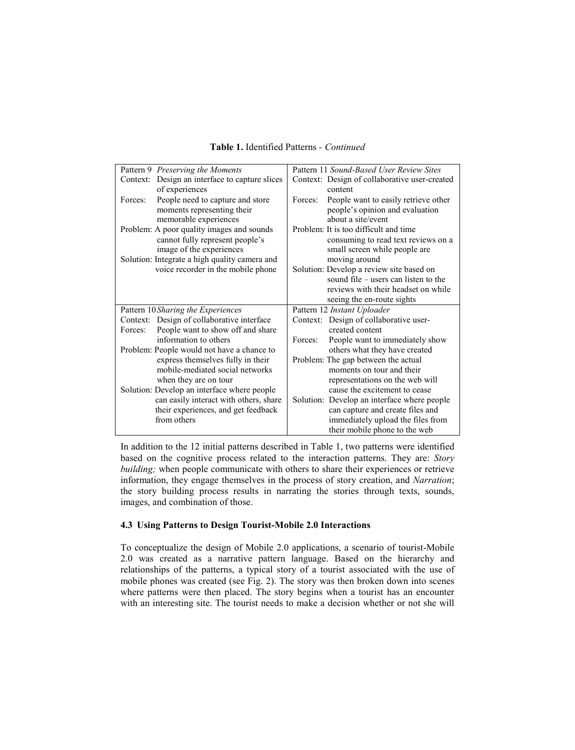**Table 1.** Identified Patterns - *Continued*

| Pattern 9 *Preserving the Moments* | Pattern 11 *Sound-Based User Review Sites* |
|---|---|
| Context: Design an interface to capture slices of experiences<br>Forces: People need to capture and store moments representing their memorable experiences<br>Problem: A poor quality images and sounds cannot fully represent people's image of the experiences<br>Solution: Integrate a high quality camera and voice recorder in the mobile phone | Context: Design of collaborative user-created content<br>Forces: People want to easily retrieve other people's opinion and evaluation about a site/event<br>Problem: It is too difficult and time consuming to read text reviews on a small screen while people are moving around<br>Solution: Develop a review site based on sound file – users can listen to the reviews with their headset on while seeing the en-route sights |
| **Pattern 10** *Sharing the Experiences* | **Pattern 12** *Instant Uploader* |
| Context: Design of collaborative interface<br>Forces: People want to show off and share information to others<br>Problem: People would not have a chance to express themselves fully in their mobile-mediated social networks when they are on tour<br>Solution: Develop an interface where people can easily interact with others, share their experiences, and get feedback from others | Context: Design of collaborative user-created content<br>Forces: People want to immediately show others what they have created<br>Problem: The gap between the actual moments on tour and their representations on the web will cause the excitement to cease<br>Solution: Develop an interface where people can capture and create files and immediately upload the files from their mobile phone to the web |

In addition to the 12 initial patterns described in Table 1, two patterns were identified based on the cognitive process related to the interaction patterns. They are: *Story building;* when people communicate with others to share their experiences or retrieve information, they engage themselves in the process of story creation, and *Narration*; the story building process results in narrating the stories through texts, sounds, images, and combination of those.

### 4.3 Using Patterns to Design Tourist-Mobile 2.0 Interactions

To conceptualize the design of Mobile 2.0 applications, a scenario of tourist-Mobile 2.0 was created as a narrative pattern language. Based on the hierarchy and relationships of the patterns, a typical story of a tourist associated with the use of mobile phones was created (see Fig. 2). The story was then broken down into scenes where patterns were then placed. The story begins when a tourist has an encounter with an interesting site. The tourist needs to make a decision whether or not she will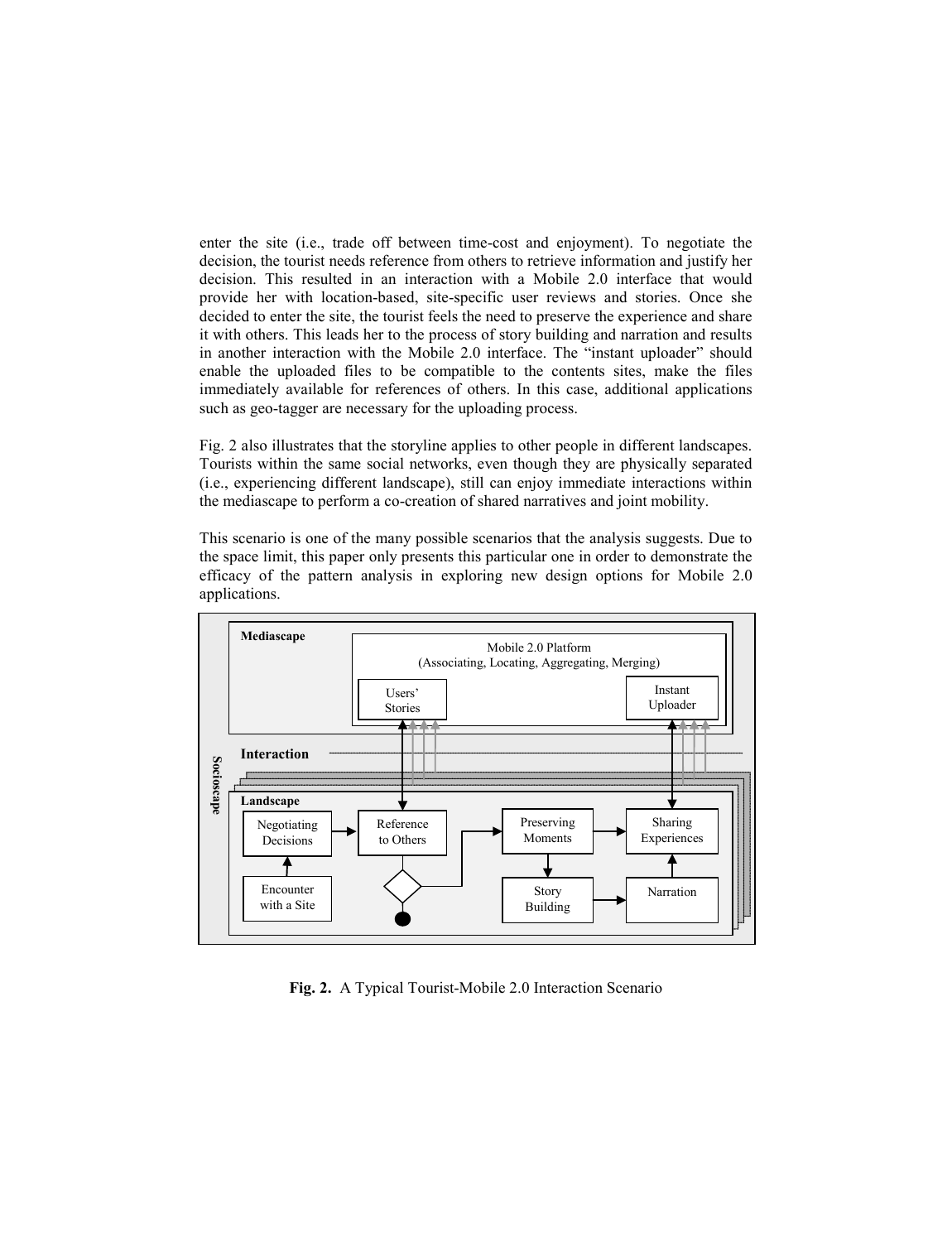enter the site (i.e., trade off between time-cost and enjoyment). To negotiate the decision, the tourist needs reference from others to retrieve information and justify her decision. This resulted in an interaction with a Mobile 2.0 interface that would provide her with location-based, site-specific user reviews and stories. Once she decided to enter the site, the tourist feels the need to preserve the experience and share it with others. This leads her to the process of story building and narration and results in another interaction with the Mobile 2.0 interface. The "instant uploader" should enable the uploaded files to be compatible to the contents sites, make the files immediately available for references of others. In this case, additional applications such as geo-tagger are necessary for the uploading process.

Fig. 2 also illustrates that the storyline applies to other people in different landscapes. Tourists within the same social networks, even though they are physically separated (i.e., experiencing different landscape), still can enjoy immediate interactions within the mediascape to perform a co-creation of shared narratives and joint mobility.

This scenario is one of the many possible scenarios that the analysis suggests. Due to the space limit, this paper only presents this particular one in order to demonstrate the efficacy of the pattern analysis in exploring new design options for Mobile 2.0 applications.

**Fig. 2.** A Typical Tourist-Mobile 2.0 Interaction Scenario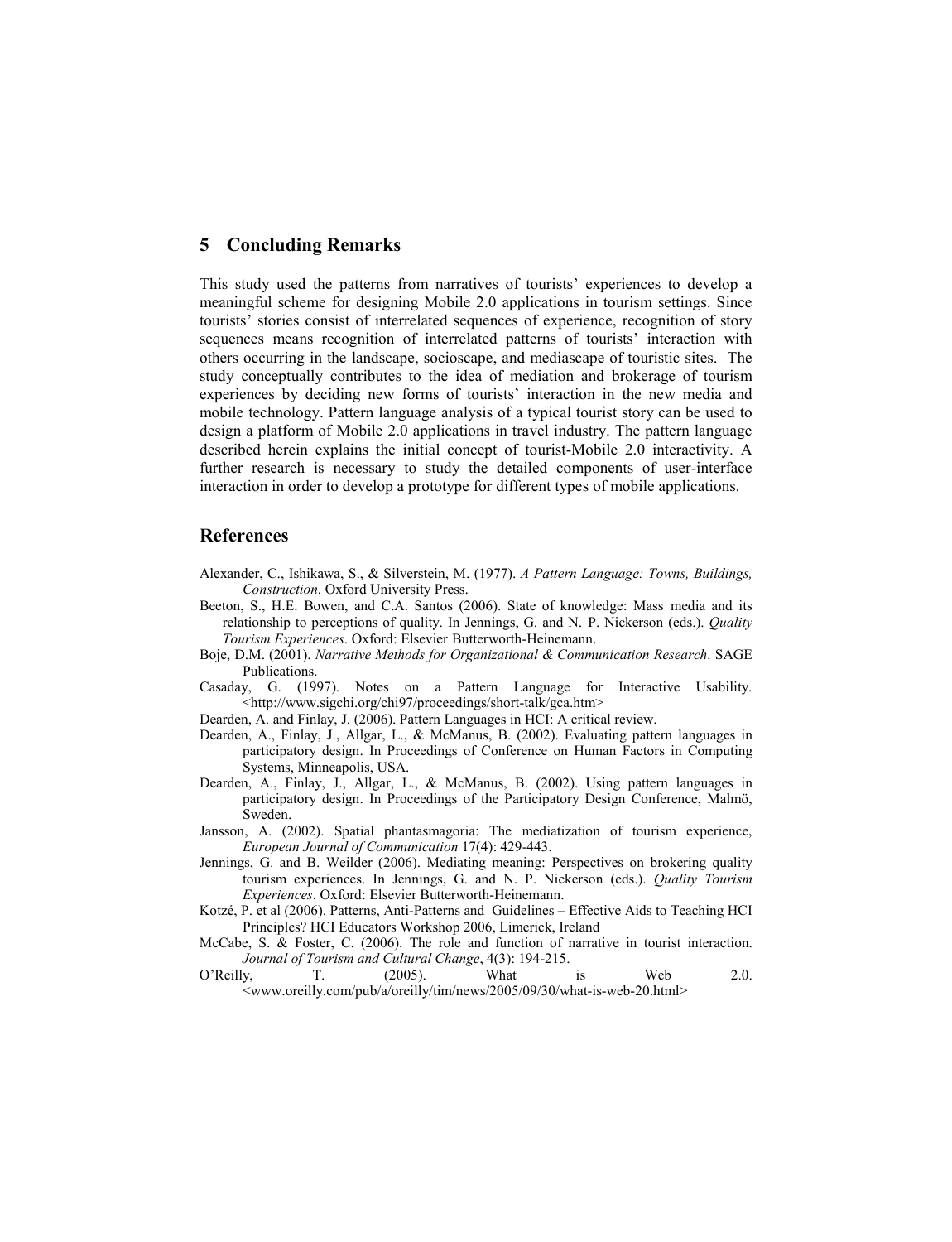## 5 Concluding Remarks

This study used the patterns from narratives of tourists' experiences to develop a meaningful scheme for designing Mobile 2.0 applications in tourism settings. Since tourists' stories consist of interrelated sequences of experience, recognition of story sequences means recognition of interrelated patterns of tourists' interaction with others occurring in the landscape, socioscape, and mediascape of touristic sites. The study conceptually contributes to the idea of mediation and brokerage of tourism experiences by deciding new forms of tourists' interaction in the new media and mobile technology. Pattern language analysis of a typical tourist story can be used to design a platform of Mobile 2.0 applications in travel industry. The pattern language described herein explains the initial concept of tourist-Mobile 2.0 interactivity. A further research is necessary to study the detailed components of user-interface interaction in order to develop a prototype for different types of mobile applications.

## References

Alexander, C., Ishikawa, S., & Silverstein, M. (1977). *A Pattern Language: Towns, Buildings, Construction*. Oxford University Press.

Beeton, S., H.E. Bowen, and C.A. Santos (2006). State of knowledge: Mass media and its relationship to perceptions of quality. In Jennings, G. and N. P. Nickerson (eds.). *Quality Tourism Experiences*. Oxford: Elsevier Butterworth-Heinemann.

Boje, D.M. (2001). *Narrative Methods for Organizational & Communication Research*. SAGE Publications.

Casaday, G. (1997). Notes on a Pattern Language for Interactive Usability. <http://www.sigchi.org/chi97/proceedings/short-talk/gca.htm>

Dearden, A. and Finlay, J. (2006). Pattern Languages in HCI: A critical review.

Dearden, A., Finlay, J., Allgar, L., & McManus, B. (2002). Evaluating pattern languages in participatory design. In Proceedings of Conference on Human Factors in Computing Systems, Minneapolis, USA.

Dearden, A., Finlay, J., Allgar, L., & McManus, B. (2002). Using pattern languages in participatory design. In Proceedings of the Participatory Design Conference, Malmö, Sweden.

Jansson, A. (2002). Spatial phantasmagoria: The mediatization of tourism experience, *European Journal of Communication* 17(4): 429-443.

Jennings, G. and B. Weilder (2006). Mediating meaning: Perspectives on brokering quality tourism experiences. In Jennings, G. and N. P. Nickerson (eds.). *Quality Tourism Experiences*. Oxford: Elsevier Butterworth-Heinemann.

Kotzé, P. et al (2006). Patterns, Anti-Patterns and Guidelines – Effective Aids to Teaching HCI Principles? HCI Educators Workshop 2006, Limerick, Ireland

McCabe, S. & Foster, C. (2006). The role and function of narrative in tourist interaction. *Journal of Tourism and Cultural Change*, 4(3): 194-215.

O'Reilly, T. (2005). What is Web 2.0. <www.oreilly.com/pub/a/oreilly/tim/news/2005/09/30/what-is-web-20.html>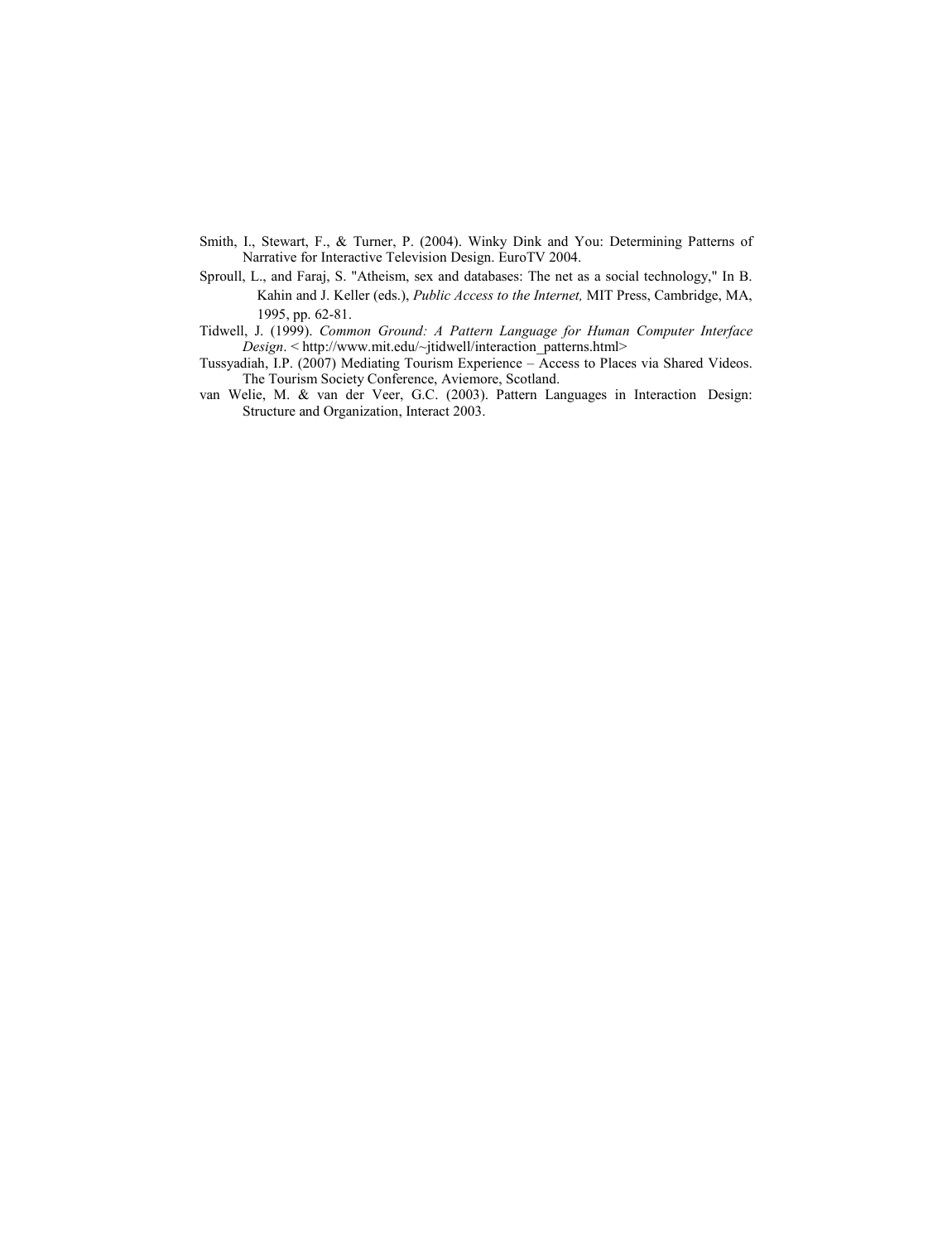Smith, I., Stewart, F., & Turner, P. (2004). Winky Dink and You: Determining Patterns of Narrative for Interactive Television Design. EuroTV 2004.

Sproull, L., and Faraj, S. "Atheism, sex and databases: The net as a social technology," In B. Kahin and J. Keller (eds.), *Public Access to the Internet,* MIT Press, Cambridge, MA, 1995, pp. 62-81.

Tidwell, J. (1999). *Common Ground: A Pattern Language for Human Computer Interface Design*. < http://www.mit.edu/~jtidwell/interaction_patterns.html>

Tussyadiah, I.P. (2007) Mediating Tourism Experience – Access to Places via Shared Videos. The Tourism Society Conference, Aviemore, Scotland.

van Welie, M. & van der Veer, G.C. (2003). Pattern Languages in Interaction Design: Structure and Organization, Interact 2003.